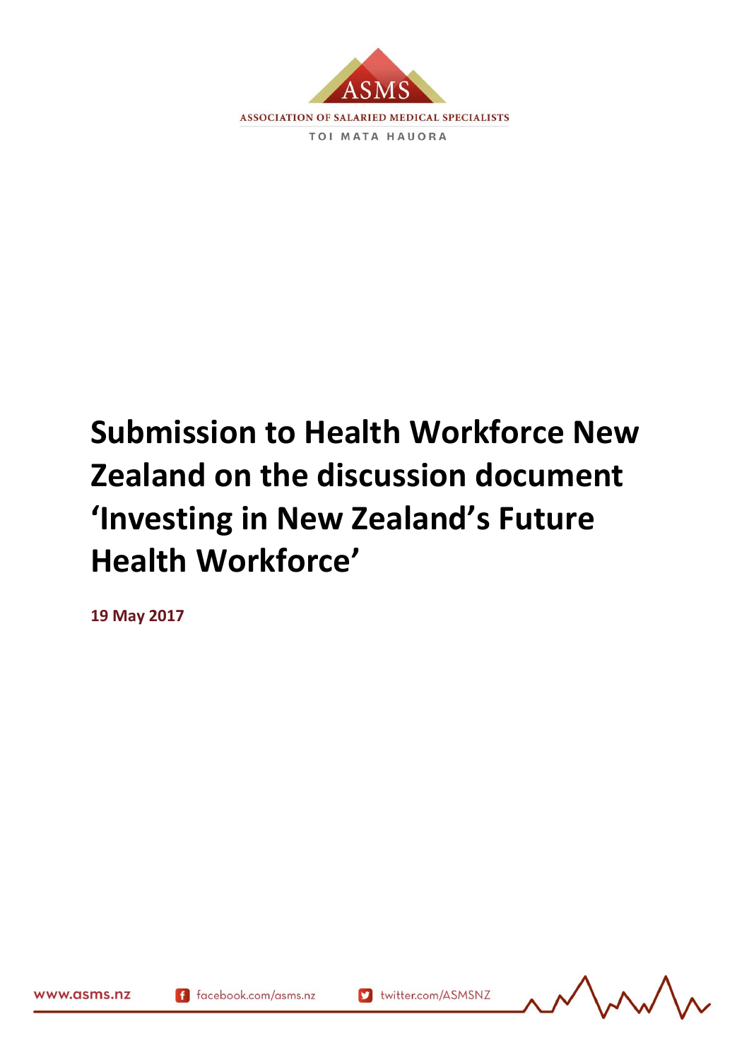ASMS

ASSOCIATION OF SALARIED MEDICAL SPECIALISTS

TOI MATA HAUORA

# Submission to Health Workforce New Zealand on the discussion document 'Investing in New Zealand's Future Health Workforce'

**19 May 2017**

www.asms.nz    facebook.com/asms.nz    twitter.com/ASMSNZ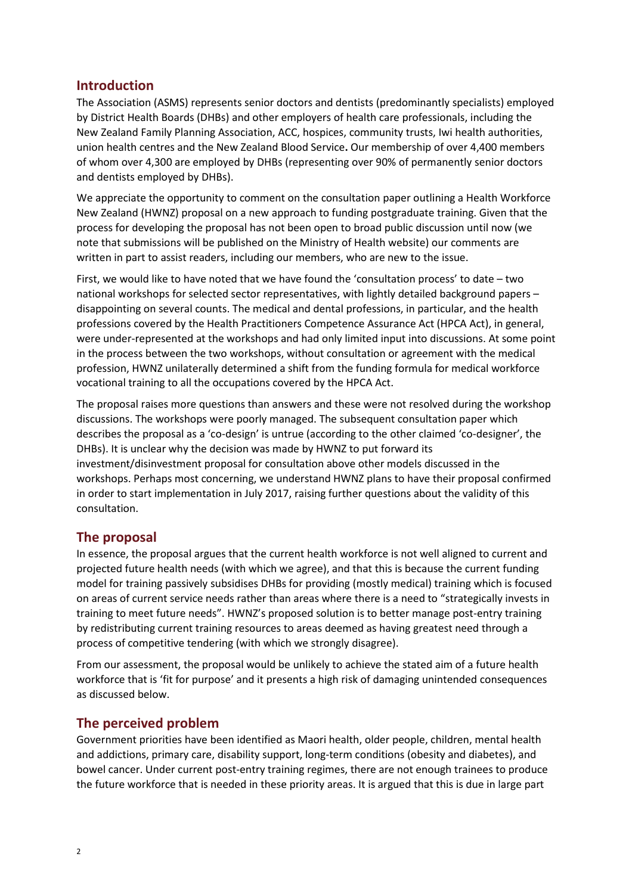## Introduction

The Association (ASMS) represents senior doctors and dentists (predominantly specialists) employed by District Health Boards (DHBs) and other employers of health care professionals, including the New Zealand Family Planning Association, ACC, hospices, community trusts, Iwi health authorities, union health centres and the New Zealand Blood Service**.** Our membership of over 4,400 members of whom over 4,300 are employed by DHBs (representing over 90% of permanently senior doctors and dentists employed by DHBs).

We appreciate the opportunity to comment on the consultation paper outlining a Health Workforce New Zealand (HWNZ) proposal on a new approach to funding postgraduate training. Given that the process for developing the proposal has not been open to broad public discussion until now (we note that submissions will be published on the Ministry of Health website) our comments are written in part to assist readers, including our members, who are new to the issue.

First, we would like to have noted that we have found the 'consultation process' to date – two national workshops for selected sector representatives, with lightly detailed background papers – disappointing on several counts. The medical and dental professions, in particular, and the health professions covered by the Health Practitioners Competence Assurance Act (HPCA Act), in general, were under-represented at the workshops and had only limited input into discussions. At some point in the process between the two workshops, without consultation or agreement with the medical profession, HWNZ unilaterally determined a shift from the funding formula for medical workforce vocational training to all the occupations covered by the HPCA Act.

The proposal raises more questions than answers and these were not resolved during the workshop discussions. The workshops were poorly managed. The subsequent consultation paper which describes the proposal as a 'co-design' is untrue (according to the other claimed 'co-designer', the DHBs). It is unclear why the decision was made by HWNZ to put forward its investment/disinvestment proposal for consultation above other models discussed in the workshops. Perhaps most concerning, we understand HWNZ plans to have their proposal confirmed in order to start implementation in July 2017, raising further questions about the validity of this consultation.

## The proposal

In essence, the proposal argues that the current health workforce is not well aligned to current and projected future health needs (with which we agree), and that this is because the current funding model for training passively subsidises DHBs for providing (mostly medical) training which is focused on areas of current service needs rather than areas where there is a need to "strategically invests in training to meet future needs". HWNZ's proposed solution is to better manage post-entry training by redistributing current training resources to areas deemed as having greatest need through a process of competitive tendering (with which we strongly disagree).

From our assessment, the proposal would be unlikely to achieve the stated aim of a future health workforce that is 'fit for purpose' and it presents a high risk of damaging unintended consequences as discussed below.

## The perceived problem

Government priorities have been identified as Maori health, older people, children, mental health and addictions, primary care, disability support, long-term conditions (obesity and diabetes), and bowel cancer. Under current post-entry training regimes, there are not enough trainees to produce the future workforce that is needed in these priority areas. It is argued that this is due in large part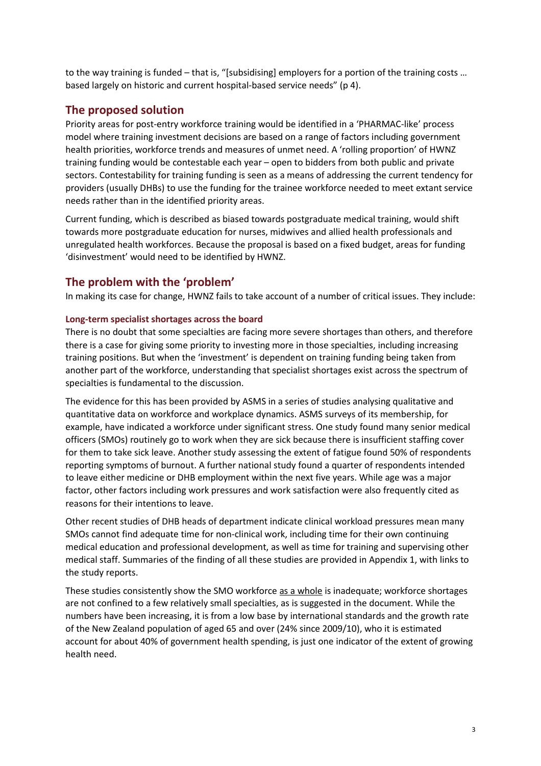to the way training is funded – that is, "[subsidising] employers for a portion of the training costs … based largely on historic and current hospital-based service needs" (p 4).

## The proposed solution

Priority areas for post-entry workforce training would be identified in a 'PHARMAC-like' process model where training investment decisions are based on a range of factors including government health priorities, workforce trends and measures of unmet need. A 'rolling proportion' of HWNZ training funding would be contestable each year – open to bidders from both public and private sectors. Contestability for training funding is seen as a means of addressing the current tendency for providers (usually DHBs) to use the funding for the trainee workforce needed to meet extant service needs rather than in the identified priority areas.

Current funding, which is described as biased towards postgraduate medical training, would shift towards more postgraduate education for nurses, midwives and allied health professionals and unregulated health workforces. Because the proposal is based on a fixed budget, areas for funding 'disinvestment' would need to be identified by HWNZ.

## The problem with the 'problem'

In making its case for change, HWNZ fails to take account of a number of critical issues. They include:

### Long-term specialist shortages across the board

There is no doubt that some specialties are facing more severe shortages than others, and therefore there is a case for giving some priority to investing more in those specialties, including increasing training positions. But when the 'investment' is dependent on training funding being taken from another part of the workforce, understanding that specialist shortages exist across the spectrum of specialties is fundamental to the discussion.

The evidence for this has been provided by ASMS in a series of studies analysing qualitative and quantitative data on workforce and workplace dynamics. ASMS surveys of its membership, for example, have indicated a workforce under significant stress. One study found many senior medical officers (SMOs) routinely go to work when they are sick because there is insufficient staffing cover for them to take sick leave. Another study assessing the extent of fatigue found 50% of respondents reporting symptoms of burnout. A further national study found a quarter of respondents intended to leave either medicine or DHB employment within the next five years. While age was a major factor, other factors including work pressures and work satisfaction were also frequently cited as reasons for their intentions to leave.

Other recent studies of DHB heads of department indicate clinical workload pressures mean many SMOs cannot find adequate time for non-clinical work, including time for their own continuing medical education and professional development, as well as time for training and supervising other medical staff. Summaries of the finding of all these studies are provided in Appendix 1, with links to the study reports.

These studies consistently show the SMO workforce <u>as a whole</u> is inadequate; workforce shortages are not confined to a few relatively small specialties, as is suggested in the document. While the numbers have been increasing, it is from a low base by international standards and the growth rate of the New Zealand population of aged 65 and over (24% since 2009/10), who it is estimated account for about 40% of government health spending, is just one indicator of the extent of growing health need.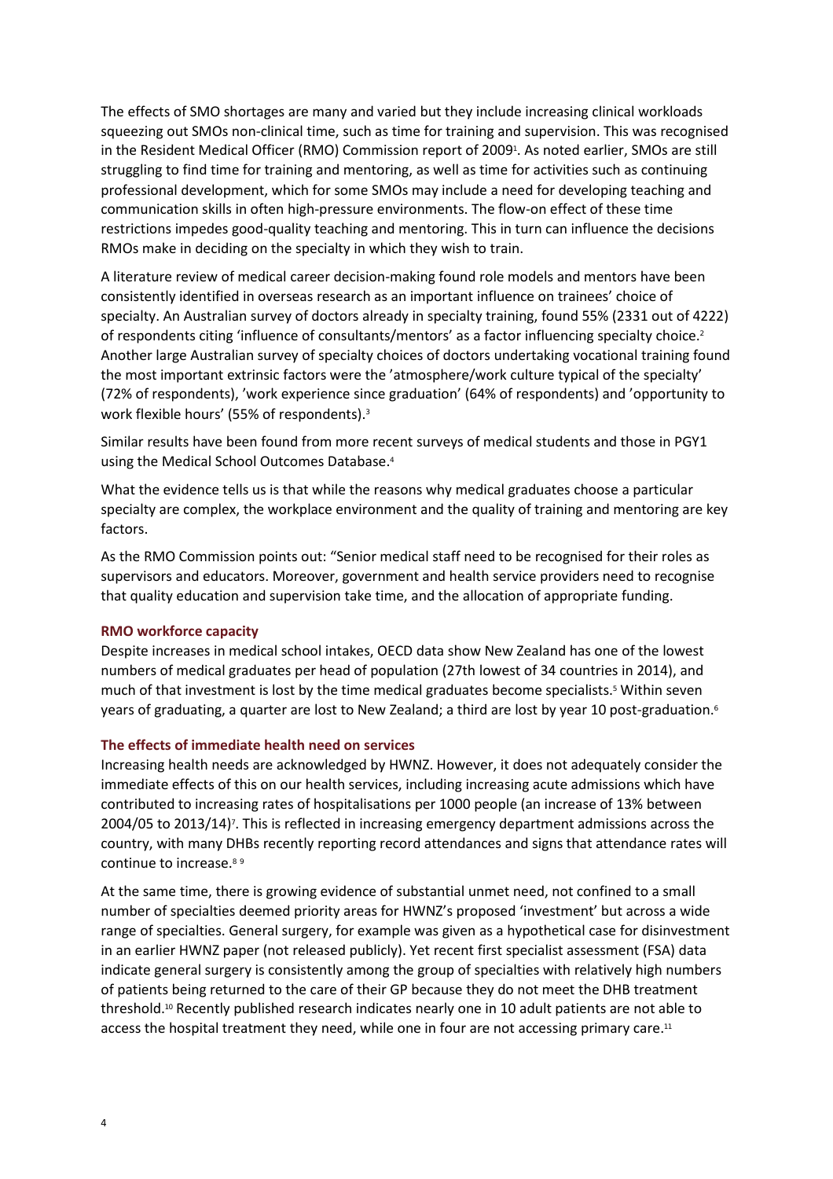The effects of SMO shortages are many and varied but they include increasing clinical workloads squeezing out SMOs non-clinical time, such as time for training and supervision. This was recognised in the Resident Medical Officer (RMO) Commission report of 2009[1]. As noted earlier, SMOs are still struggling to find time for training and mentoring, as well as time for activities such as continuing professional development, which for some SMOs may include a need for developing teaching and communication skills in often high-pressure environments. The flow-on effect of these time restrictions impedes good-quality teaching and mentoring. This in turn can influence the decisions RMOs make in deciding on the specialty in which they wish to train.

A literature review of medical career decision-making found role models and mentors have been consistently identified in overseas research as an important influence on trainees' choice of specialty. An Australian survey of doctors already in specialty training, found 55% (2331 out of 4222) of respondents citing 'influence of consultants/mentors' as a factor influencing specialty choice.[2] Another large Australian survey of specialty choices of doctors undertaking vocational training found the most important extrinsic factors were the 'atmosphere/work culture typical of the specialty' (72% of respondents), 'work experience since graduation' (64% of respondents) and 'opportunity to work flexible hours' (55% of respondents).[3]

Similar results have been found from more recent surveys of medical students and those in PGY1 using the Medical School Outcomes Database.[4]

What the evidence tells us is that while the reasons why medical graduates choose a particular specialty are complex, the workplace environment and the quality of training and mentoring are key factors.

As the RMO Commission points out: "Senior medical staff need to be recognised for their roles as supervisors and educators. Moreover, government and health service providers need to recognise that quality education and supervision take time, and the allocation of appropriate funding.

### RMO workforce capacity

Despite increases in medical school intakes, OECD data show New Zealand has one of the lowest numbers of medical graduates per head of population (27th lowest of 34 countries in 2014), and much of that investment is lost by the time medical graduates become specialists.[5] Within seven years of graduating, a quarter are lost to New Zealand; a third are lost by year 10 post-graduation.[6]

### The effects of immediate health need on services

Increasing health needs are acknowledged by HWNZ. However, it does not adequately consider the immediate effects of this on our health services, including increasing acute admissions which have contributed to increasing rates of hospitalisations per 1000 people (an increase of 13% between 2004/05 to 2013/14)[7]. This is reflected in increasing emergency department admissions across the country, with many DHBs recently reporting record attendances and signs that attendance rates will continue to increase.[8,9]

At the same time, there is growing evidence of substantial unmet need, not confined to a small number of specialties deemed priority areas for HWNZ's proposed 'investment' but across a wide range of specialties. General surgery, for example was given as a hypothetical case for disinvestment in an earlier HWNZ paper (not released publicly). Yet recent first specialist assessment (FSA) data indicate general surgery is consistently among the group of specialties with relatively high numbers of patients being returned to the care of their GP because they do not meet the DHB treatment threshold.[10] Recently published research indicates nearly one in 10 adult patients are not able to access the hospital treatment they need, while one in four are not accessing primary care.[11]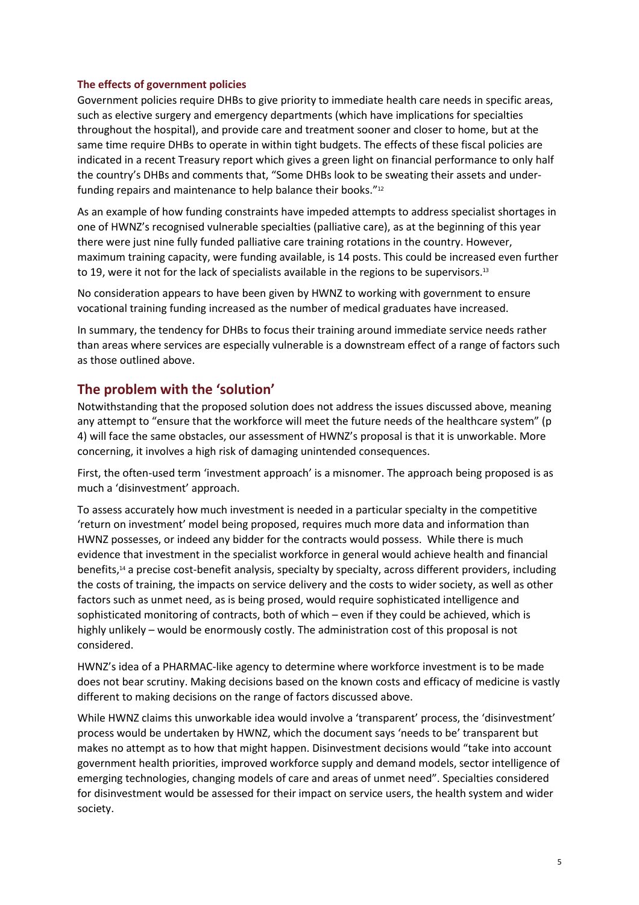### The effects of government policies

Government policies require DHBs to give priority to immediate health care needs in specific areas, such as elective surgery and emergency departments (which have implications for specialties throughout the hospital), and provide care and treatment sooner and closer to home, but at the same time require DHBs to operate in within tight budgets. The effects of these fiscal policies are indicated in a recent Treasury report which gives a green light on financial performance to only half the country's DHBs and comments that, "Some DHBs look to be sweating their assets and under-funding repairs and maintenance to help balance their books."[12]

As an example of how funding constraints have impeded attempts to address specialist shortages in one of HWNZ's recognised vulnerable specialties (palliative care), as at the beginning of this year there were just nine fully funded palliative care training rotations in the country. However, maximum training capacity, were funding available, is 14 posts. This could be increased even further to 19, were it not for the lack of specialists available in the regions to be supervisors.[13]

No consideration appears to have been given by HWNZ to working with government to ensure vocational training funding increased as the number of medical graduates have increased.

In summary, the tendency for DHBs to focus their training around immediate service needs rather than areas where services are especially vulnerable is a downstream effect of a range of factors such as those outlined above.

## The problem with the 'solution'

Notwithstanding that the proposed solution does not address the issues discussed above, meaning any attempt to "ensure that the workforce will meet the future needs of the healthcare system" (p 4) will face the same obstacles, our assessment of HWNZ's proposal is that it is unworkable. More concerning, it involves a high risk of damaging unintended consequences.

First, the often-used term 'investment approach' is a misnomer. The approach being proposed is as much a 'disinvestment' approach.

To assess accurately how much investment is needed in a particular specialty in the competitive 'return on investment' model being proposed, requires much more data and information than HWNZ possesses, or indeed any bidder for the contracts would possess. While there is much evidence that investment in the specialist workforce in general would achieve health and financial benefits,[14] a precise cost-benefit analysis, specialty by specialty, across different providers, including the costs of training, the impacts on service delivery and the costs to wider society, as well as other factors such as unmet need, as is being prosed, would require sophisticated intelligence and sophisticated monitoring of contracts, both of which – even if they could be achieved, which is highly unlikely – would be enormously costly. The administration cost of this proposal is not considered.

HWNZ's idea of a PHARMAC-like agency to determine where workforce investment is to be made does not bear scrutiny. Making decisions based on the known costs and efficacy of medicine is vastly different to making decisions on the range of factors discussed above.

While HWNZ claims this unworkable idea would involve a 'transparent' process, the 'disinvestment' process would be undertaken by HWNZ, which the document says 'needs to be' transparent but makes no attempt as to how that might happen. Disinvestment decisions would "take into account government health priorities, improved workforce supply and demand models, sector intelligence of emerging technologies, changing models of care and areas of unmet need". Specialties considered for disinvestment would be assessed for their impact on service users, the health system and wider society.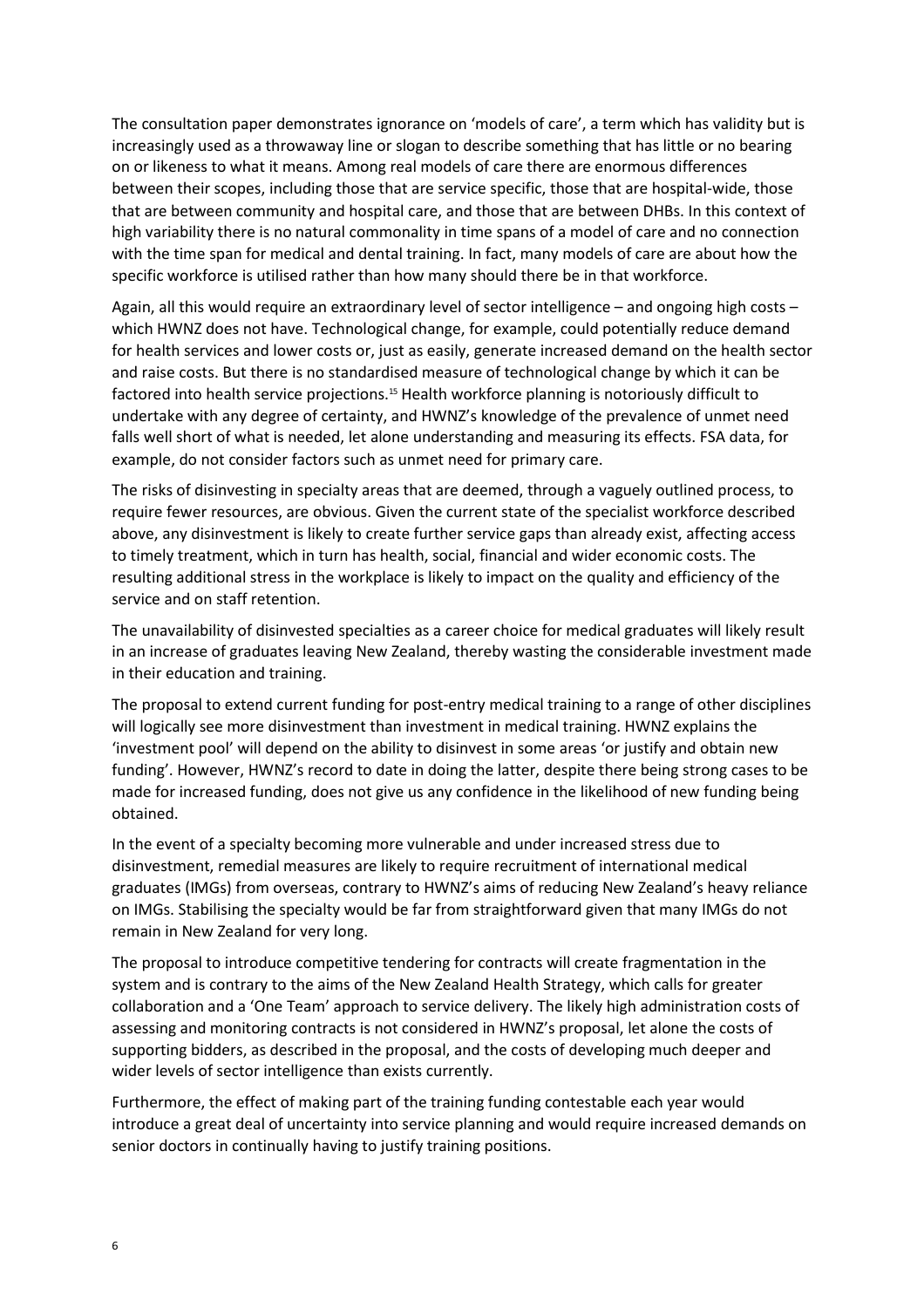The consultation paper demonstrates ignorance on 'models of care', a term which has validity but is increasingly used as a throwaway line or slogan to describe something that has little or no bearing on or likeness to what it means. Among real models of care there are enormous differences between their scopes, including those that are service specific, those that are hospital-wide, those that are between community and hospital care, and those that are between DHBs. In this context of high variability there is no natural commonality in time spans of a model of care and no connection with the time span for medical and dental training. In fact, many models of care are about how the specific workforce is utilised rather than how many should there be in that workforce.

Again, all this would require an extraordinary level of sector intelligence – and ongoing high costs – which HWNZ does not have. Technological change, for example, could potentially reduce demand for health services and lower costs or, just as easily, generate increased demand on the health sector and raise costs. But there is no standardised measure of technological change by which it can be factored into health service projections.[15] Health workforce planning is notoriously difficult to undertake with any degree of certainty, and HWNZ's knowledge of the prevalence of unmet need falls well short of what is needed, let alone understanding and measuring its effects. FSA data, for example, do not consider factors such as unmet need for primary care.

The risks of disinvesting in specialty areas that are deemed, through a vaguely outlined process, to require fewer resources, are obvious. Given the current state of the specialist workforce described above, any disinvestment is likely to create further service gaps than already exist, affecting access to timely treatment, which in turn has health, social, financial and wider economic costs. The resulting additional stress in the workplace is likely to impact on the quality and efficiency of the service and on staff retention.

The unavailability of disinvested specialties as a career choice for medical graduates will likely result in an increase of graduates leaving New Zealand, thereby wasting the considerable investment made in their education and training.

The proposal to extend current funding for post-entry medical training to a range of other disciplines will logically see more disinvestment than investment in medical training. HWNZ explains the 'investment pool' will depend on the ability to disinvest in some areas 'or justify and obtain new funding'. However, HWNZ's record to date in doing the latter, despite there being strong cases to be made for increased funding, does not give us any confidence in the likelihood of new funding being obtained.

In the event of a specialty becoming more vulnerable and under increased stress due to disinvestment, remedial measures are likely to require recruitment of international medical graduates (IMGs) from overseas, contrary to HWNZ's aims of reducing New Zealand's heavy reliance on IMGs. Stabilising the specialty would be far from straightforward given that many IMGs do not remain in New Zealand for very long.

The proposal to introduce competitive tendering for contracts will create fragmentation in the system and is contrary to the aims of the New Zealand Health Strategy, which calls for greater collaboration and a 'One Team' approach to service delivery. The likely high administration costs of assessing and monitoring contracts is not considered in HWNZ's proposal, let alone the costs of supporting bidders, as described in the proposal, and the costs of developing much deeper and wider levels of sector intelligence than exists currently.

Furthermore, the effect of making part of the training funding contestable each year would introduce a great deal of uncertainty into service planning and would require increased demands on senior doctors in continually having to justify training positions.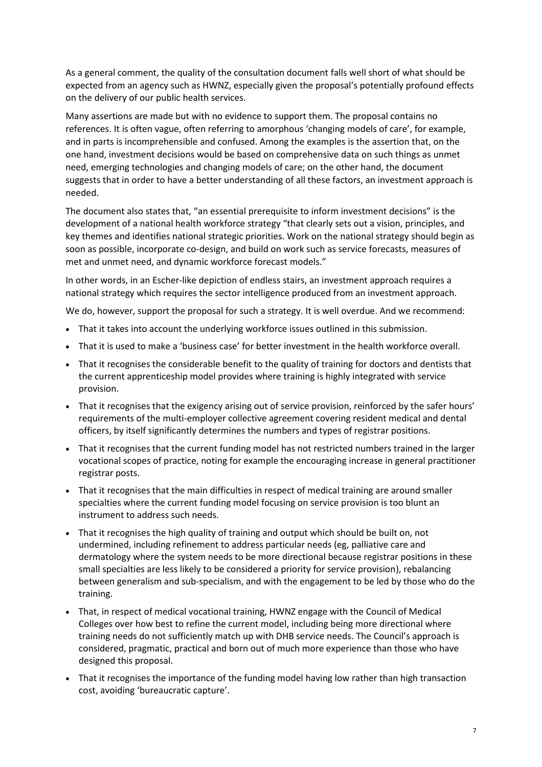As a general comment, the quality of the consultation document falls well short of what should be expected from an agency such as HWNZ, especially given the proposal's potentially profound effects on the delivery of our public health services.

Many assertions are made but with no evidence to support them. The proposal contains no references. It is often vague, often referring to amorphous 'changing models of care', for example, and in parts is incomprehensible and confused. Among the examples is the assertion that, on the one hand, investment decisions would be based on comprehensive data on such things as unmet need, emerging technologies and changing models of care; on the other hand, the document suggests that in order to have a better understanding of all these factors, an investment approach is needed.

The document also states that, "an essential prerequisite to inform investment decisions" is the development of a national health workforce strategy "that clearly sets out a vision, principles, and key themes and identifies national strategic priorities. Work on the national strategy should begin as soon as possible, incorporate co-design, and build on work such as service forecasts, measures of met and unmet need, and dynamic workforce forecast models."

In other words, in an Escher-like depiction of endless stairs, an investment approach requires a national strategy which requires the sector intelligence produced from an investment approach.

We do, however, support the proposal for such a strategy. It is well overdue. And we recommend:

- That it takes into account the underlying workforce issues outlined in this submission.
- That it is used to make a 'business case' for better investment in the health workforce overall.
- That it recognises the considerable benefit to the quality of training for doctors and dentists that the current apprenticeship model provides where training is highly integrated with service provision.
- That it recognises that the exigency arising out of service provision, reinforced by the safer hours' requirements of the multi-employer collective agreement covering resident medical and dental officers, by itself significantly determines the numbers and types of registrar positions.
- That it recognises that the current funding model has not restricted numbers trained in the larger vocational scopes of practice, noting for example the encouraging increase in general practitioner registrar posts.
- That it recognises that the main difficulties in respect of medical training are around smaller specialties where the current funding model focusing on service provision is too blunt an instrument to address such needs.
- That it recognises the high quality of training and output which should be built on, not undermined, including refinement to address particular needs (eg, palliative care and dermatology where the system needs to be more directional because registrar positions in these small specialties are less likely to be considered a priority for service provision), rebalancing between generalism and sub-specialism, and with the engagement to be led by those who do the training.
- That, in respect of medical vocational training, HWNZ engage with the Council of Medical Colleges over how best to refine the current model, including being more directional where training needs do not sufficiently match up with DHB service needs. The Council's approach is considered, pragmatic, practical and born out of much more experience than those who have designed this proposal.
- That it recognises the importance of the funding model having low rather than high transaction cost, avoiding 'bureaucratic capture'.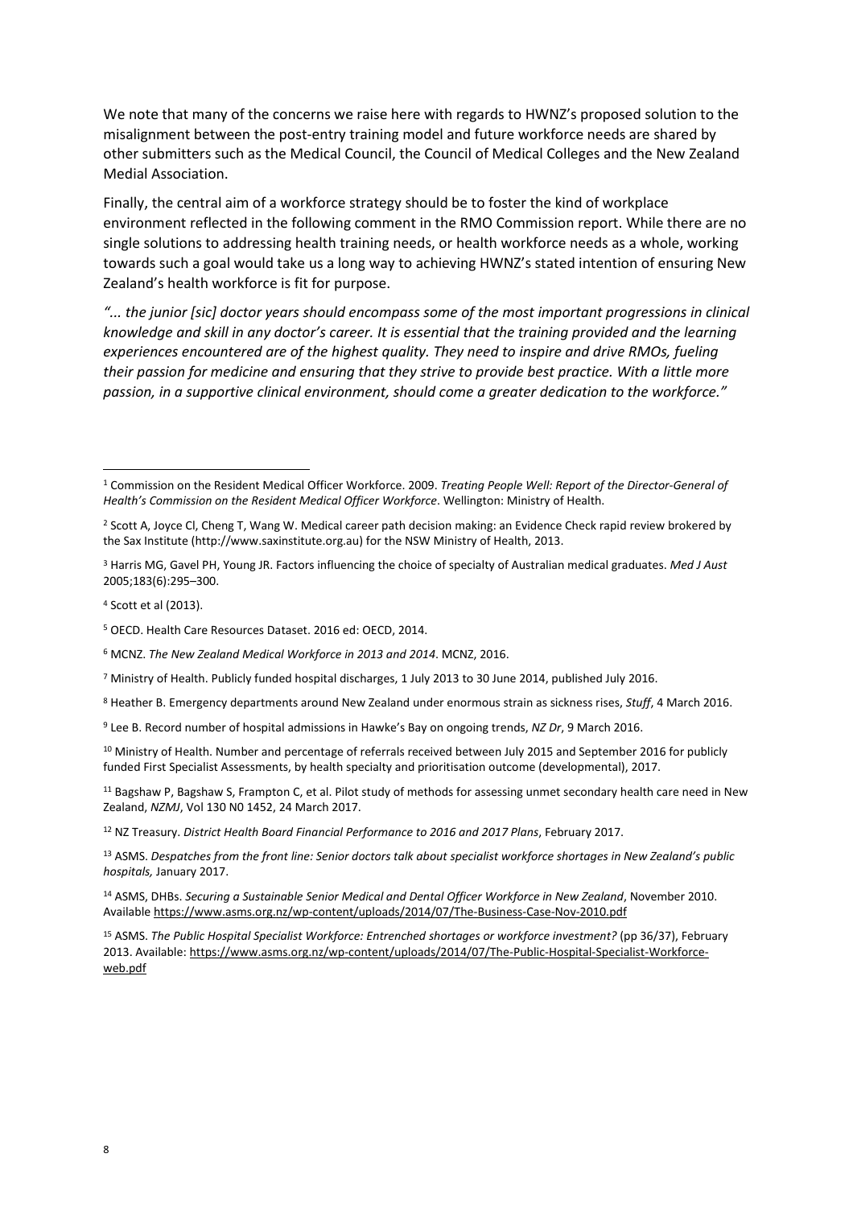We note that many of the concerns we raise here with regards to HWNZ's proposed solution to the misalignment between the post-entry training model and future workforce needs are shared by other submitters such as the Medical Council, the Council of Medical Colleges and the New Zealand Medial Association.

Finally, the central aim of a workforce strategy should be to foster the kind of workplace environment reflected in the following comment in the RMO Commission report. While there are no single solutions to addressing health training needs, or health workforce needs as a whole, working towards such a goal would take us a long way to achieving HWNZ's stated intention of ensuring New Zealand's health workforce is fit for purpose.

*"... the junior [sic] doctor years should encompass some of the most important progressions in clinical knowledge and skill in any doctor's career. It is essential that the training provided and the learning experiences encountered are of the highest quality. They need to inspire and drive RMOs, fueling their passion for medicine and ensuring that they strive to provide best practice. With a little more passion, in a supportive clinical environment, should come a greater dedication to the workforce."*

---

[1] Commission on the Resident Medical Officer Workforce. 2009. *Treating People Well: Report of the Director-General of Health's Commission on the Resident Medical Officer Workforce*. Wellington: Ministry of Health.

[2] Scott A, Joyce Cl, Cheng T, Wang W. Medical career path decision making: an Evidence Check rapid review brokered by the Sax Institute (http://www.saxinstitute.org.au) for the NSW Ministry of Health, 2013.

[3] Harris MG, Gavel PH, Young JR. Factors influencing the choice of specialty of Australian medical graduates. *Med J Aust* 2005;183(6):295–300.

[4] Scott et al (2013).

[5] OECD. Health Care Resources Dataset. 2016 ed: OECD, 2014.

[6] MCNZ. *The New Zealand Medical Workforce in 2013 and 2014*. MCNZ, 2016.

[7] Ministry of Health. Publicly funded hospital discharges, 1 July 2013 to 30 June 2014, published July 2016.

[8] Heather B. Emergency departments around New Zealand under enormous strain as sickness rises, *Stuff*, 4 March 2016.

[9] Lee B. Record number of hospital admissions in Hawke's Bay on ongoing trends, *NZ Dr*, 9 March 2016.

[10] Ministry of Health. Number and percentage of referrals received between July 2015 and September 2016 for publicly funded First Specialist Assessments, by health specialty and prioritisation outcome (developmental), 2017.

[11] Bagshaw P, Bagshaw S, Frampton C, et al. Pilot study of methods for assessing unmet secondary health care need in New Zealand, *NZMJ*, Vol 130 N0 1452, 24 March 2017.

[12] NZ Treasury. *District Health Board Financial Performance to 2016 and 2017 Plans*, February 2017.

[13] ASMS. *Despatches from the front line: Senior doctors talk about specialist workforce shortages in New Zealand's public hospitals,* January 2017.

[14] ASMS, DHBs. *Securing a Sustainable Senior Medical and Dental Officer Workforce in New Zealand*, November 2010. Available https://www.asms.org.nz/wp-content/uploads/2014/07/The-Business-Case-Nov-2010.pdf

[15] ASMS. *The Public Hospital Specialist Workforce: Entrenched shortages or workforce investment?* (pp 36/37), February 2013. Available: https://www.asms.org.nz/wp-content/uploads/2014/07/The-Public-Hospital-Specialist-Workforce-web.pdf